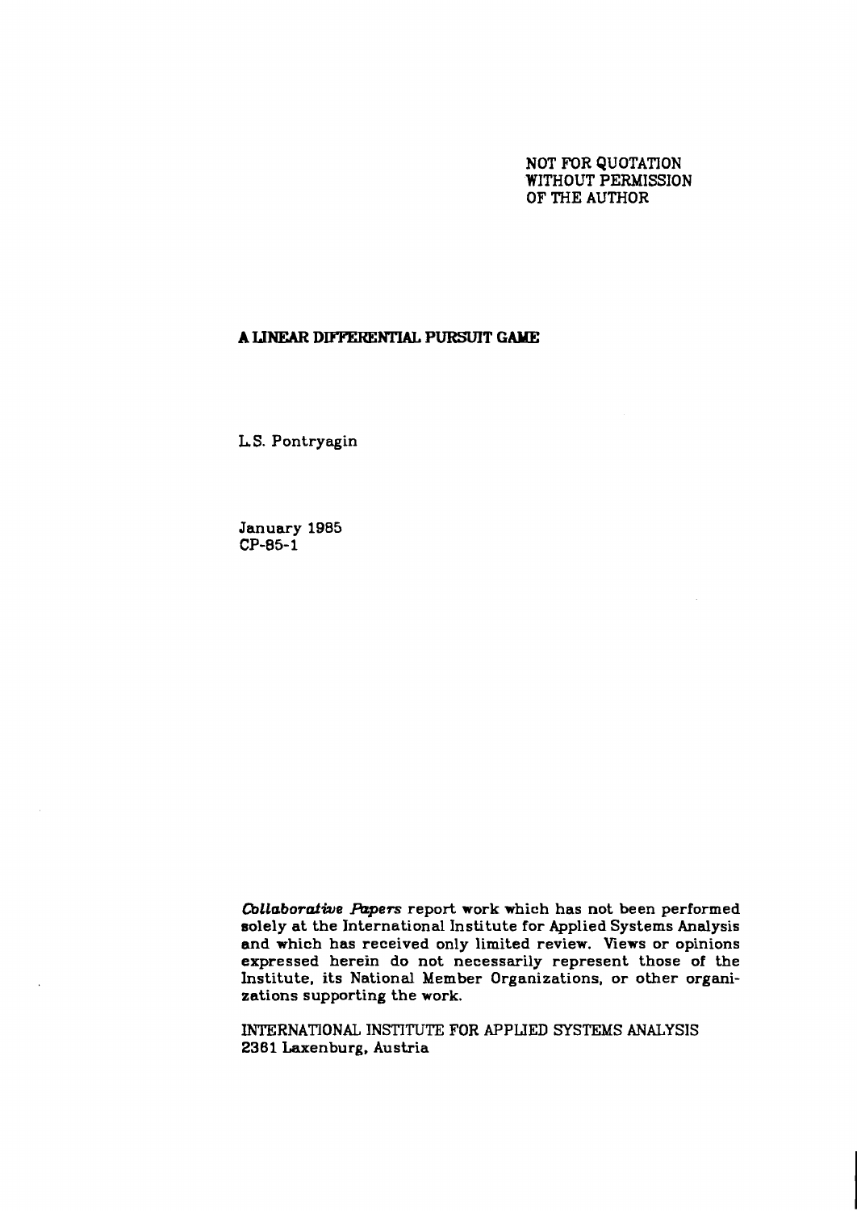NOT FOR QUOTATION
WITHOUT PERMISSION
OF THE AUTHOR

# A LINEAR DIFFERENTIAL PURSUIT GAME

L.S. Pontryagin

January 1985
CP-85-1

*Collaborative Papers* report work which has not been performed solely at the International Institute for Applied Systems Analysis and which has received only limited review. Views or opinions expressed herein do not necessarily represent those of the Institute, its National Member Organizations, or other organizations supporting the work.

INTERNATIONAL INSTITUTE FOR APPLIED SYSTEMS ANALYSIS
2361 Laxenburg, Austria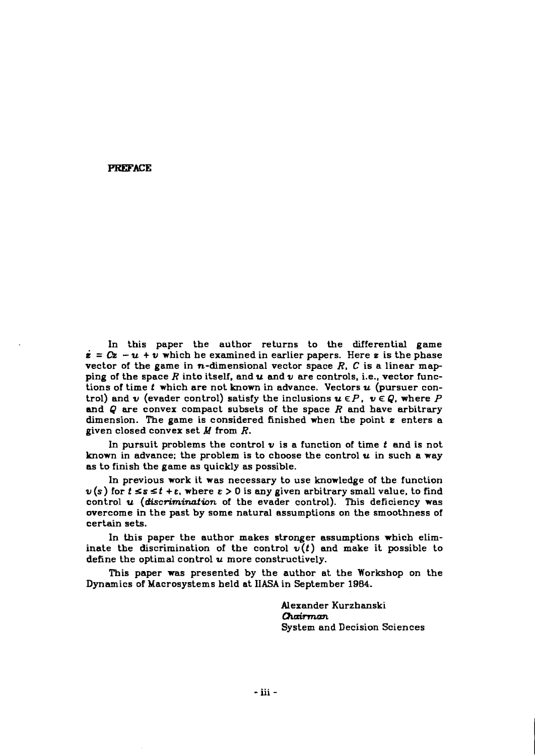## PREFACE

In this paper the author returns to the differential game $\dot{z} = Cz - u + v$ which he examined in earlier papers. Here $z$ is the phase vector of the game in $n$-dimensional vector space $R$, $C$ is a linear mapping of the space $R$ into itself, and $u$ and $v$ are controls, i.e., vector functions of time $t$ which are not known in advance. Vectors $u$ (pursuer control) and $v$ (evader control) satisfy the inclusions $u \in P$, $v \in Q$, where $P$ and $Q$ are convex compact subsets of the space $R$ and have arbitrary dimension. The game is considered finished when the point $z$ enters a given closed convex set $M$ from $R$.

In pursuit problems the control $v$ is a function of time $t$ and is not known in advance; the problem is to choose the control $u$ in such a way as to finish the game as quickly as possible.

In previous work it was necessary to use knowledge of the function $v(s)$ for $t \leq s \leq t + \varepsilon$, where $\varepsilon > 0$ is any given arbitrary small value, to find control $u$ (*discrimination* of the evader control). This deficiency was overcome in the past by some natural assumptions on the smoothness of certain sets.

In this paper the author makes stronger assumptions which eliminate the discrimination of the control $v(t)$ and make it possible to define the optimal control $u$ more constructively.

This paper was presented by the author at the Workshop on the Dynamics of Macrosystems held at IIASA in September 1984.

Alexander Kurzhanski
*Chairman*
System and Decision Sciences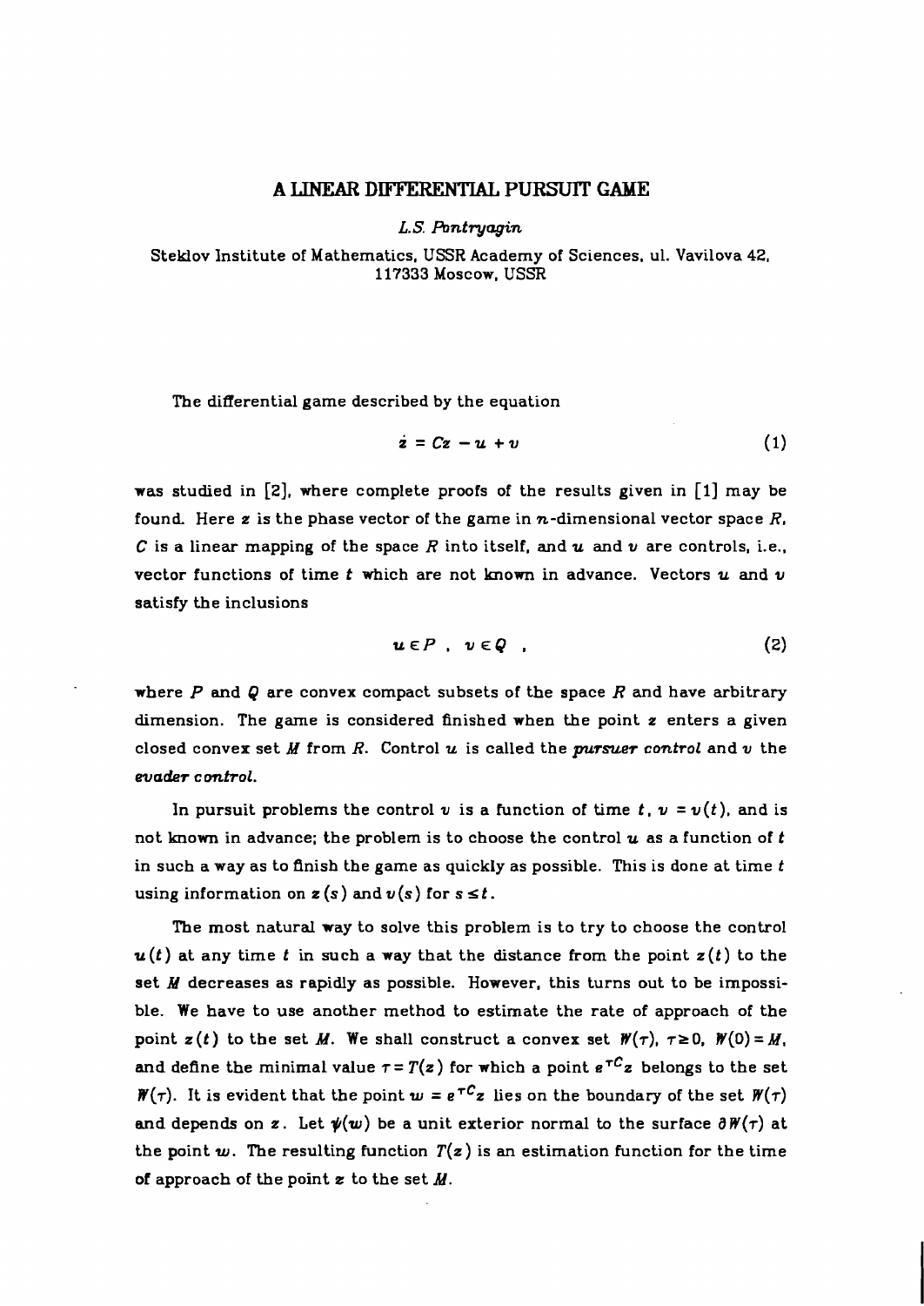# A LINEAR DIFFERENTIAL PURSUIT GAME

*L.S. Pontryagin*

Steklov Institute of Mathematics, USSR Academy of Sciences, ul. Vavilova 42, 117333 Moscow, USSR

The differential game described by the equation

$$\dot{z} = Cz - u + v \tag{1}$$

was studied in [2], where complete proofs of the results given in [1] may be found. Here $z$ is the phase vector of the game in $n$-dimensional vector space $R$, $C$ is a linear mapping of the space $R$ into itself, and $u$ and $v$ are controls, i.e., vector functions of time $t$ which are not known in advance. Vectors $u$ and $v$ satisfy the inclusions

$$u \in P \ , \quad v \in Q \ , \tag{2}$$

where $P$ and $Q$ are convex compact subsets of the space $R$ and have arbitrary dimension. The game is considered finished when the point $z$ enters a given closed convex set $M$ from $R$. Control $u$ is called the *pursuer control* and $v$ the *evader control*.

In pursuit problems the control $v$ is a function of time $t$, $v = v(t)$, and is not known in advance; the problem is to choose the control $u$ as a function of $t$ in such a way as to finish the game as quickly as possible. This is done at time $t$ using information on $z(s)$ and $v(s)$ for $s \leq t$.

The most natural way to solve this problem is to try to choose the control $u(t)$ at any time $t$ in such a way that the distance from the point $z(t)$ to the set $M$ decreases as rapidly as possible. However, this turns out to be impossible. We have to use another method to estimate the rate of approach of the point $z(t)$ to the set $M$. We shall construct a convex set $W(\tau)$, $\tau \geq 0$, $W(0) = M$, and define the minimal value $\tau = T(z)$ for which a point $e^{\tau C}z$ belongs to the set $W(\tau)$. It is evident that the point $w = e^{\tau C}z$ lies on the boundary of the set $W(\tau)$ and depends on $z$. Let $\psi(w)$ be a unit exterior normal to the surface $\partial W(\tau)$ at the point $w$. The resulting function $T(z)$ is an estimation function for the time of approach of the point $z$ to the set $M$.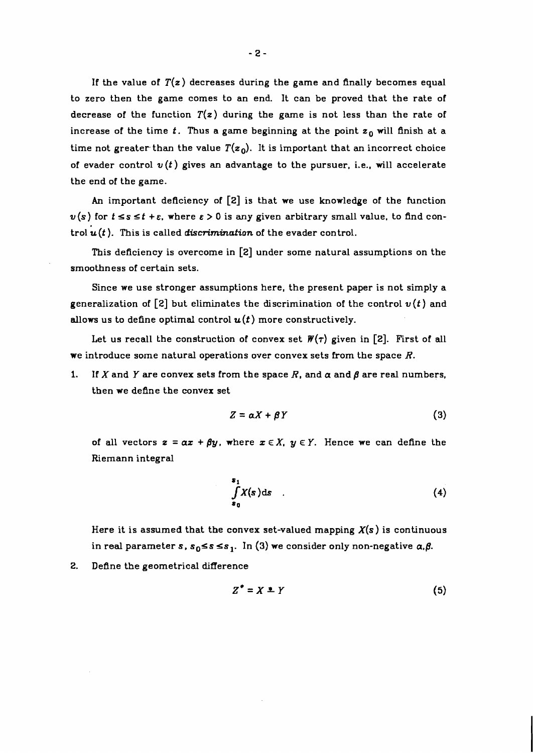If the value of $T(z)$ decreases during the game and finally becomes equal to zero then the game comes to an end. It can be proved that the rate of decrease of the function $T(z)$ during the game is not less than the rate of increase of the time $t$. Thus a game beginning at the point $z_0$ will finish at a time not greater than the value $T(z_0)$. It is important that an incorrect choice of evader control $v(t)$ gives an advantage to the pursuer, i.e., will accelerate the end of the game.

An important deficiency of [2] is that we use knowledge of the function $v(s)$ for $t \leq s \leq t + \varepsilon$, where $\varepsilon > 0$ is any given arbitrary small value, to find control $u(t)$. This is called *discrimination* of the evader control.

This deficiency is overcome in [2] under some natural assumptions on the smoothness of certain sets.

Since we use stronger assumptions here, the present paper is not simply a generalization of [2] but eliminates the discrimination of the control $v(t)$ and allows us to define optimal control $u(t)$ more constructively.

Let us recall the construction of convex set $W(\tau)$ given in [2]. First of all we introduce some natural operations over convex sets from the space $R$.

1. If $X$ and $Y$ are convex sets from the space $R$, and $\alpha$ and $\beta$ are real numbers, then we define the convex set

$$Z = \alpha X + \beta Y \tag{3}$$

of all vectors $z = \alpha x + \beta y$, where $x \in X$, $y \in Y$. Hence we can define the Riemann integral

$$\int_{s_0}^{s_1} X(s) ds \quad . \tag{4}$$

Here it is assumed that the convex set-valued mapping $X(s)$ is continuous in real parameter $s$, $s_0 \leq s \leq s_1$. In (3) we consider only non-negative $\alpha, \beta$.

2. Define the geometrical difference

$$Z^* = X \stackrel{*}{-} Y \tag{5}$$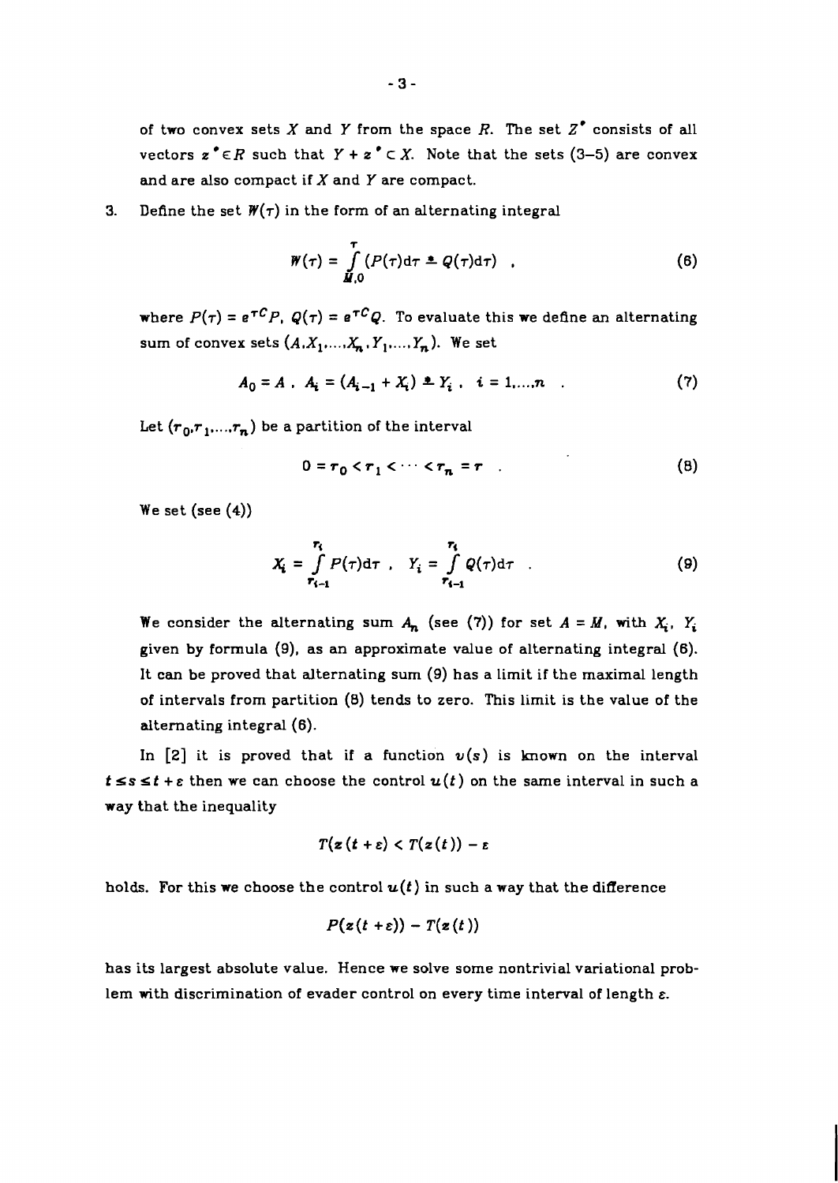of two convex sets $X$ and $Y$ from the space $R$. The set $Z^*$ consists of all vectors $z^* \in R$ such that $Y + z^* \subset X$. Note that the sets (3–5) are convex and are also compact if $X$ and $Y$ are compact.

3. Define the set $W(\tau)$ in the form of an alternating integral

$$W(\tau) = \int_{M,0}^{\tau} (P(\tau)\mathrm{d}\tau \stackrel{*}{-} Q(\tau)\mathrm{d}\tau) \quad , \tag{6}$$

where $P(\tau) = e^{\tau C}P$, $Q(\tau) = e^{\tau C}Q$. To evaluate this we define an alternating sum of convex sets $(A, X_1, \ldots, X_n, Y_1, \ldots, Y_n)$. We set

$$A_0 = A \ , \ A_i = (A_{i-1} + X_i) \stackrel{*}{-} Y_i \ , \ \ i = 1, \ldots, n \quad . \tag{7}$$

Let $(\tau_0, \tau_1, \ldots, \tau_n)$ be a partition of the interval

$$0 = \tau_0 < \tau_1 < \cdots < \tau_n = \tau \quad . \tag{8}$$

We set (see (4))

$$X_i = \int_{\tau_{i-1}}^{\tau_i} P(\tau)\mathrm{d}\tau \ , \quad Y_i = \int_{\tau_{i-1}}^{\tau_i} Q(\tau)\mathrm{d}\tau \quad . \tag{9}$$

We consider the alternating sum $A_n$ (see (7)) for set $A = M$, with $X_i$, $Y_i$ given by formula (9), as an approximate value of alternating integral (6). It can be proved that alternating sum (9) has a limit if the maximal length of intervals from partition (8) tends to zero. This limit is the value of the alternating integral (6).

In [2] it is proved that if a function $v(s)$ is known on the interval $t \le s \le t + \varepsilon$ then we can choose the control $u(t)$ on the same interval in such a way that the inequality

$$T(z(t+\varepsilon) < T(z(t)) - \varepsilon$$

holds. For this we choose the control $u(t)$ in such a way that the difference

$$P(z(t+\varepsilon)) - T(z(t))$$

has its largest absolute value. Hence we solve some nontrivial variational problem with discrimination of evader control on every time interval of length $\varepsilon$.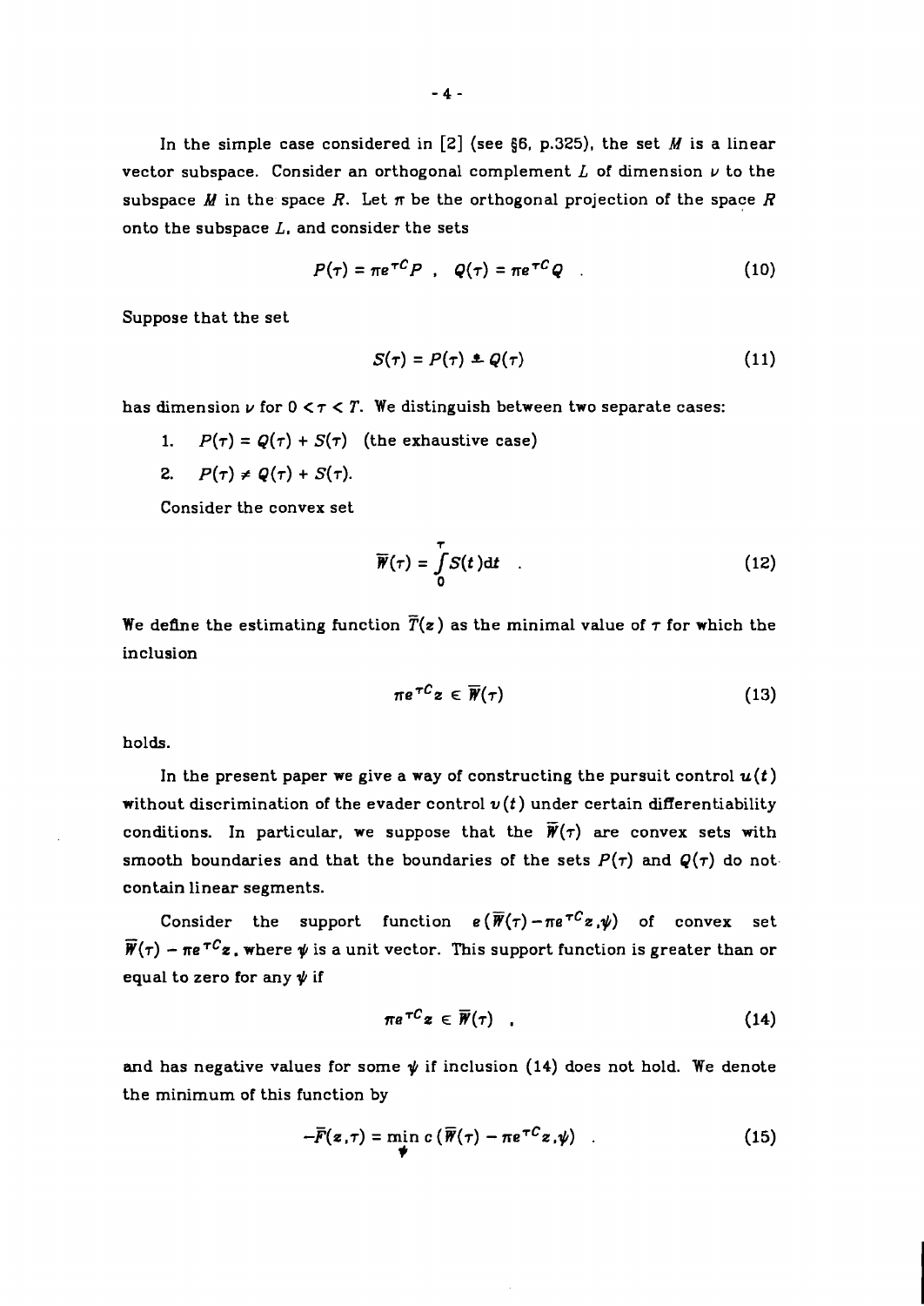In the simple case considered in [2] (see §6, p.325), the set $M$ is a linear vector subspace. Consider an orthogonal complement $L$ of dimension $\nu$ to the subspace $M$ in the space $R$. Let $\pi$ be the orthogonal projection of the space $R$ onto the subspace $L$, and consider the sets

$$P(\tau) = \pi e^{\tau C} P \quad , \quad Q(\tau) = \pi e^{\tau C} Q \quad . \tag{10}$$

Suppose that the set

$$S(\tau) = P(\tau) \stackrel{*}{-} Q(\tau) \tag{11}$$

has dimension $\nu$ for $0 < \tau < T$. We distinguish between two separate cases:

1. $P(\tau) = Q(\tau) + S(\tau)$ (the exhaustive case)
2. $P(\tau) \neq Q(\tau) + S(\tau)$.

Consider the convex set

$$\overline{W}(\tau) = \int_0^\tau S(t)\mathrm{d}t \quad . \tag{12}$$

We define the estimating function $\overline{T}(z)$ as the minimal value of $\tau$ for which the inclusion

$$\pi e^{\tau C} z \in \overline{W}(\tau) \tag{13}$$

holds.

In the present paper we give a way of constructing the pursuit control $u(t)$ without discrimination of the evader control $v(t)$ under certain differentiability conditions. In particular, we suppose that the $\overline{W}(\tau)$ are convex sets with smooth boundaries and that the boundaries of the sets $P(\tau)$ and $Q(\tau)$ do not contain linear segments.

Consider the support function $c(\overline{W}(\tau) - \pi e^{\tau C} z, \psi)$ of convex set $\overline{W}(\tau) - \pi e^{\tau C} z$, where $\psi$ is a unit vector. This support function is greater than or equal to zero for any $\psi$ if

$$\pi e^{\tau C} z \in \overline{W}(\tau) \quad , \tag{14}$$

and has negative values for some $\psi$ if inclusion (14) does not hold. We denote the minimum of this function by

$$-\overline{F}(z,\tau) = \min_{\psi} c\,(\overline{W}(\tau) - \pi e^{\tau C} z, \psi) \quad . \tag{15}$$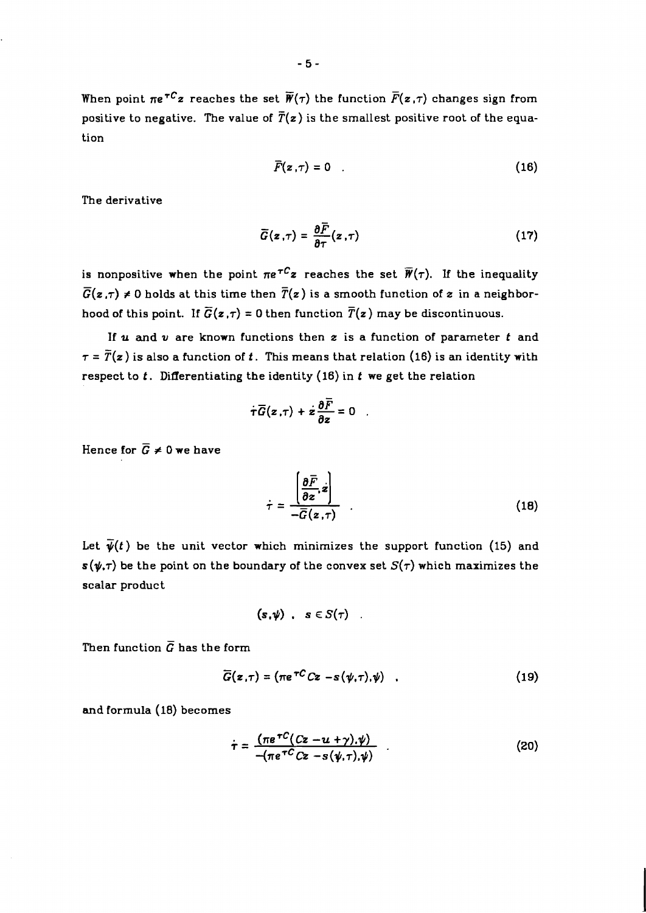When point $\pi e^{\tau C} z$ reaches the set $\overline{W}(\tau)$ the function $\overline{F}(z,\tau)$ changes sign from positive to negative. The value of $\overline{T}(z)$ is the smallest positive root of the equation

$$\overline{F}(z,\tau) = 0 \quad . \tag{16}$$

The derivative

$$\overline{G}(z,\tau) = \frac{\partial \overline{F}}{\partial \tau}(z,\tau) \tag{17}$$

is nonpositive when the point $\pi e^{\tau C} z$ reaches the set $\overline{W}(\tau)$. If the inequality $\overline{G}(z,\tau) \neq 0$ holds at this time then $\overline{T}(z)$ is a smooth function of $z$ in a neighborhood of this point. If $\overline{G}(z,\tau) = 0$ then function $\overline{T}(z)$ may be discontinuous.

If $u$ and $v$ are known functions then $z$ is a function of parameter $t$ and $\tau = \overline{T}(z)$ is also a function of $t$. This means that relation (16) is an identity with respect to $t$. Differentiating the identity (16) in $t$ we get the relation

$$\dot{\tau}\overline{G}(z,\tau) + \dot{z}\frac{\partial \overline{F}}{\partial z} = 0 \quad .$$

Hence for $\overline{G} \neq 0$ we have

$$\dot{\tau} = \frac{\left[\frac{\partial \overline{F}}{\partial z}, \dot{z}\right]}{-\overline{G}(z,\tau)} \quad . \tag{18}$$

Let $\overline{\psi}(t)$ be the unit vector which minimizes the support function (15) and $s(\psi,\tau)$ be the point on the boundary of the convex set $S(\tau)$ which maximizes the scalar product

$$(s,\psi) \ , \quad s \in S(\tau) \quad .$$

Then function $\overline{G}$ has the form

$$\overline{G}(z,\tau) = (\pi e^{\tau C} Cz - s(\psi,\tau),\psi) \quad , \tag{19}$$

and formula (18) becomes

$$\dot{\tau} = \frac{(\pi e^{\tau C}(Cz - u + \gamma),\psi)}{-(\pi e^{\tau C} Cz - s(\psi,\tau),\psi)} \quad . \tag{20}$$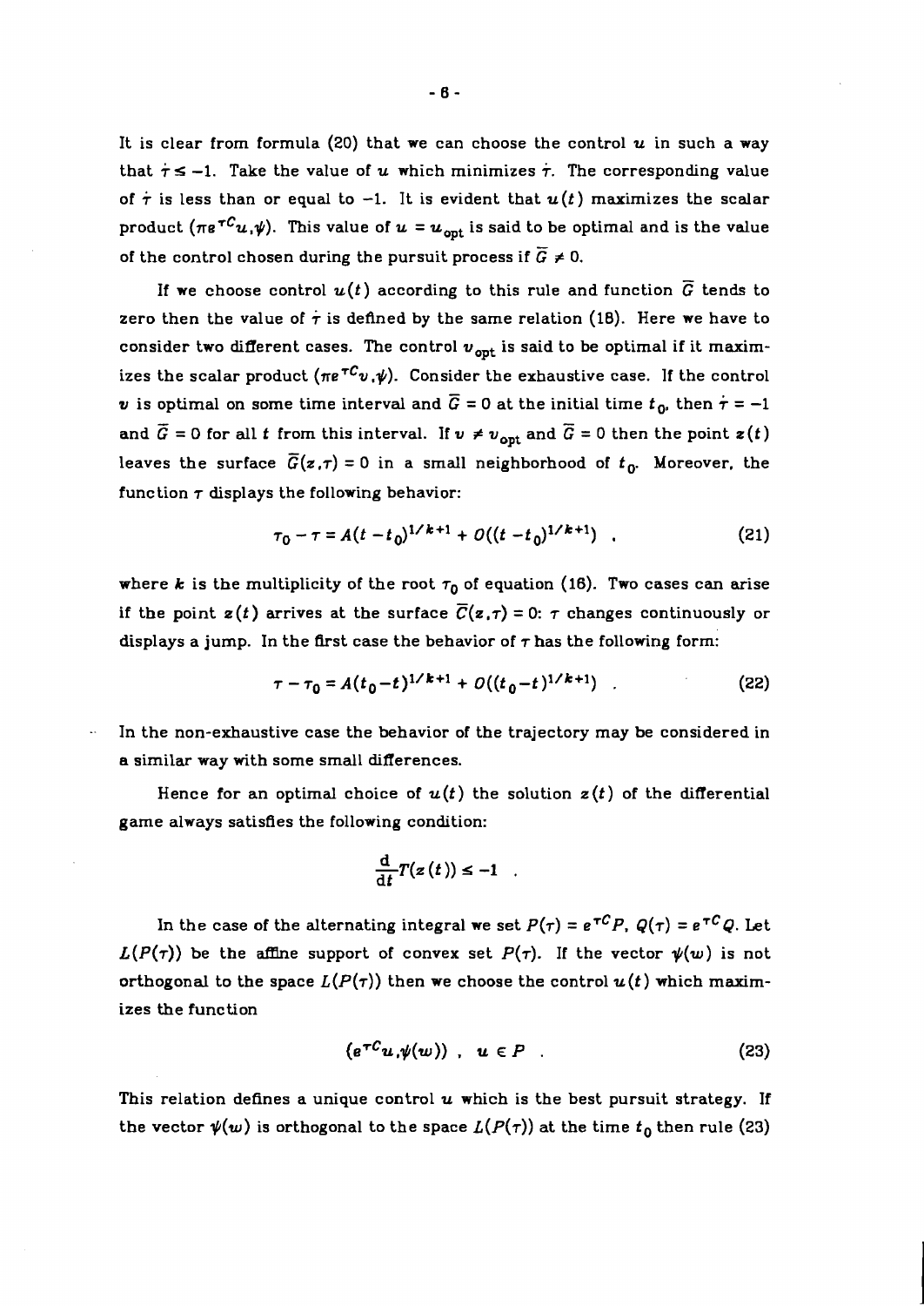It is clear from formula (20) that we can choose the control $u$ in such a way that $\dot{\tau} \leq -1$. Take the value of $u$ which minimizes $\dot{\tau}$. The corresponding value of $\dot{\tau}$ is less than or equal to $-1$. It is evident that $u(t)$ maximizes the scalar product $(\pi e^{\tau C} u, \psi)$. This value of $u = u_{\text{opt}}$ is said to be optimal and is the value of the control chosen during the pursuit process if $\overline{G} \neq 0$.

If we choose control $u(t)$ according to this rule and function $\overline{G}$ tends to zero then the value of $\dot{\tau}$ is defined by the same relation (18). Here we have to consider two different cases. The control $v_{\text{opt}}$ is said to be optimal if it maximizes the scalar product $(\pi e^{\tau C} v, \psi)$. Consider the exhaustive case. If the control $v$ is optimal on some time interval and $\overline{G} = 0$ at the initial time $t_0$, then $\dot{\tau} = -1$ and $\overline{G} = 0$ for all $t$ from this interval. If $v \neq v_{\text{opt}}$ and $\overline{G} = 0$ then the point $z(t)$ leaves the surface $\overline{G}(z, \tau) = 0$ in a small neighborhood of $t_0$. Moreover, the function $\tau$ displays the following behavior:

$$\tau_0 - \tau = A(t - t_0)^{1/k+1} + O((t - t_0)^{1/k+1}) \quad . \tag{21}$$

where $k$ is the multiplicity of the root $\tau_0$ of equation (16). Two cases can arise if the point $z(t)$ arrives at the surface $\overline{C}(z, \tau) = 0$: $\tau$ changes continuously or displays a jump. In the first case the behavior of $\tau$ has the following form:

$$\tau - \tau_0 = A(t_0 - t)^{1/k+1} + O((t_0 - t)^{1/k+1}) \quad . \tag{22}$$

In the non-exhaustive case the behavior of the trajectory may be considered in a similar way with some small differences.

Hence for an optimal choice of $u(t)$ the solution $z(t)$ of the differential game always satisfies the following condition:

$$\frac{d}{dt} T(z(t)) \leq -1 \quad .$$

In the case of the alternating integral we set $P(\tau) = e^{\tau C} P$, $Q(\tau) = e^{\tau C} Q$. Let $L(P(\tau))$ be the affine support of convex set $P(\tau)$. If the vector $\psi(w)$ is not orthogonal to the space $L(P(\tau))$ then we choose the control $u(t)$ which maximizes the function

$$(e^{\tau C} u, \psi(w)) \ , \quad u \in P \quad . \tag{23}$$

This relation defines a unique control $u$ which is the best pursuit strategy. If the vector $\psi(w)$ is orthogonal to the space $L(P(\tau))$ at the time $t_0$ then rule (23)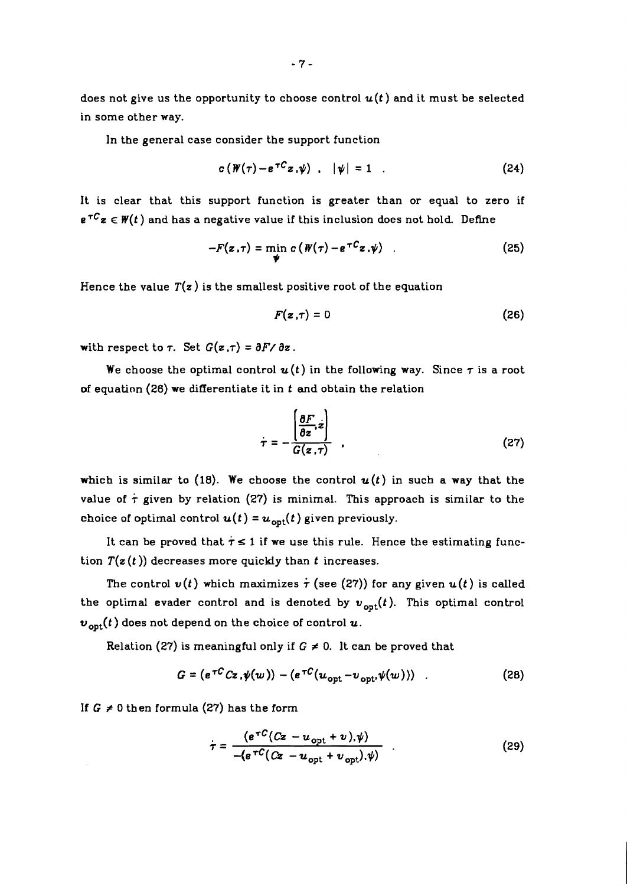does not give us the opportunity to choose control $u(t)$ and it must be selected in some other way.

In the general case consider the support function

$$c\,(W(\tau)-e^{\tau C}z,\psi)\ ,\quad |\psi| = 1\ . \tag{24}$$

It is clear that this support function is greater than or equal to zero if $e^{\tau C}z \in W(t)$ and has a negative value if this inclusion does not hold. Define

$$-F(z,\tau) = \min_{\psi} c\,(W(\tau)-e^{\tau C}z,\psi)\ . \tag{25}$$

Hence the value $T(z)$ is the smallest positive root of the equation

$$F(z,\tau) = 0 \tag{26}$$

with respect to $\tau$. Set $G(z,\tau) = \partial F/\partial z$.

We choose the optimal control $u(t)$ in the following way. Since $\tau$ is a root of equation (26) we differentiate it in $t$ and obtain the relation

$$\dot{\tau} = -\frac{\left[\dfrac{\partial F}{\partial z},\dot{z}\right]}{G(z,\tau)}\ , \tag{27}$$

which is similar to (18). We choose the control $u(t)$ in such a way that the value of $\dot{\tau}$ given by relation (27) is minimal. This approach is similar to the choice of optimal control $u(t) = u_{\text{opt}}(t)$ given previously.

It can be proved that $\dot{\tau} \le 1$ if we use this rule. Hence the estimating function $T(z(t))$ decreases more quickly than $t$ increases.

The control $v(t)$ which maximizes $\dot{\tau}$ (see (27)) for any given $u(t)$ is called the optimal evader control and is denoted by $v_{\text{opt}}(t)$. This optimal control $v_{\text{opt}}(t)$ does not depend on the choice of control $u$.

Relation (27) is meaningful only if $G \neq 0$. It can be proved that

$$G = (e^{\tau C}Cz,\psi(w)) - (e^{\tau C}(u_{\text{opt}}-v_{\text{opt}},\psi(w)))\ . \tag{28}$$

If $G \neq 0$ then formula (27) has the form

$$\dot{\tau} = \frac{(e^{\tau C}(Cz\ -u_{\text{opt}}+v),\psi)}{-(e^{\tau C}(Cz\ -u_{\text{opt}}+v_{\text{opt}}),\psi)}\ . \tag{29}$$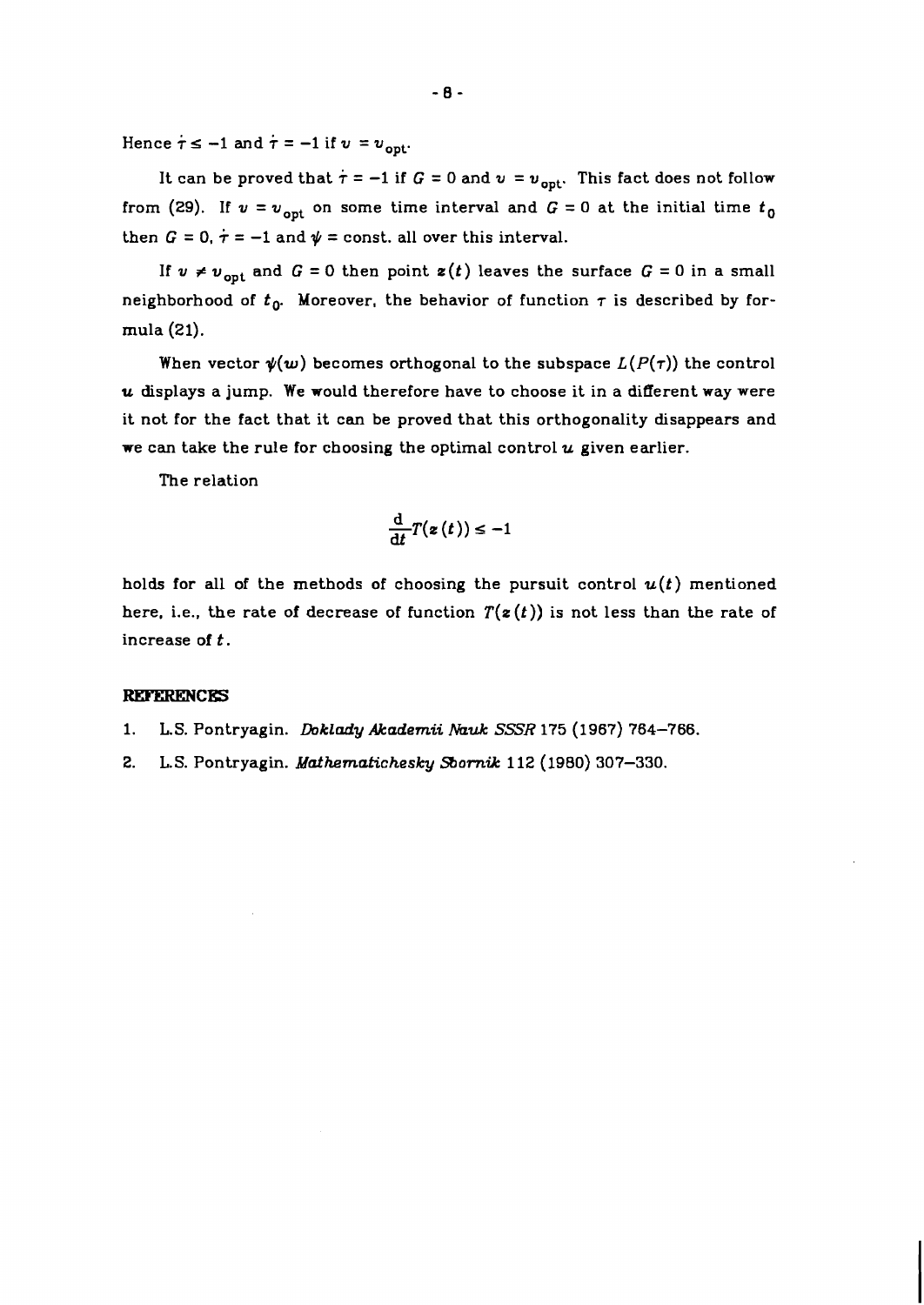Hence $\dot{\tau} \leq -1$ and $\dot{\tau} = -1$ if $v = v_{\text{opt}}$.

It can be proved that $\dot{\tau} = -1$ if $G = 0$ and $v = v_{\text{opt}}$. This fact does not follow from (29). If $v = v_{\text{opt}}$ on some time interval and $G = 0$ at the initial time $t_0$ then $G = 0$, $\dot{\tau} = -1$ and $\psi = \text{const.}$ all over this interval.

If $v \neq v_{\text{opt}}$ and $G = 0$ then point $z(t)$ leaves the surface $G = 0$ in a small neighborhood of $t_0$. Moreover, the behavior of function $\tau$ is described by formula (21).

When vector $\psi(w)$ becomes orthogonal to the subspace $L(P(\tau))$ the control $u$ displays a jump. We would therefore have to choose it in a different way were it not for the fact that it can be proved that this orthogonality disappears and we can take the rule for choosing the optimal control $u$ given earlier.

The relation

$$\frac{\mathrm{d}}{\mathrm{d}t} T(z(t)) \leq -1$$

holds for all of the methods of choosing the pursuit control $u(t)$ mentioned here, i.e., the rate of decrease of function $T(z(t))$ is not less than the rate of increase of $t$.

## REFERENCES

1. L.S. Pontryagin. *Doklady Akademii Nauk SSSR* 175 (1967) 764–766.
2. L.S. Pontryagin. *Mathematichesky Sbornik* 112 (1980) 307–330.